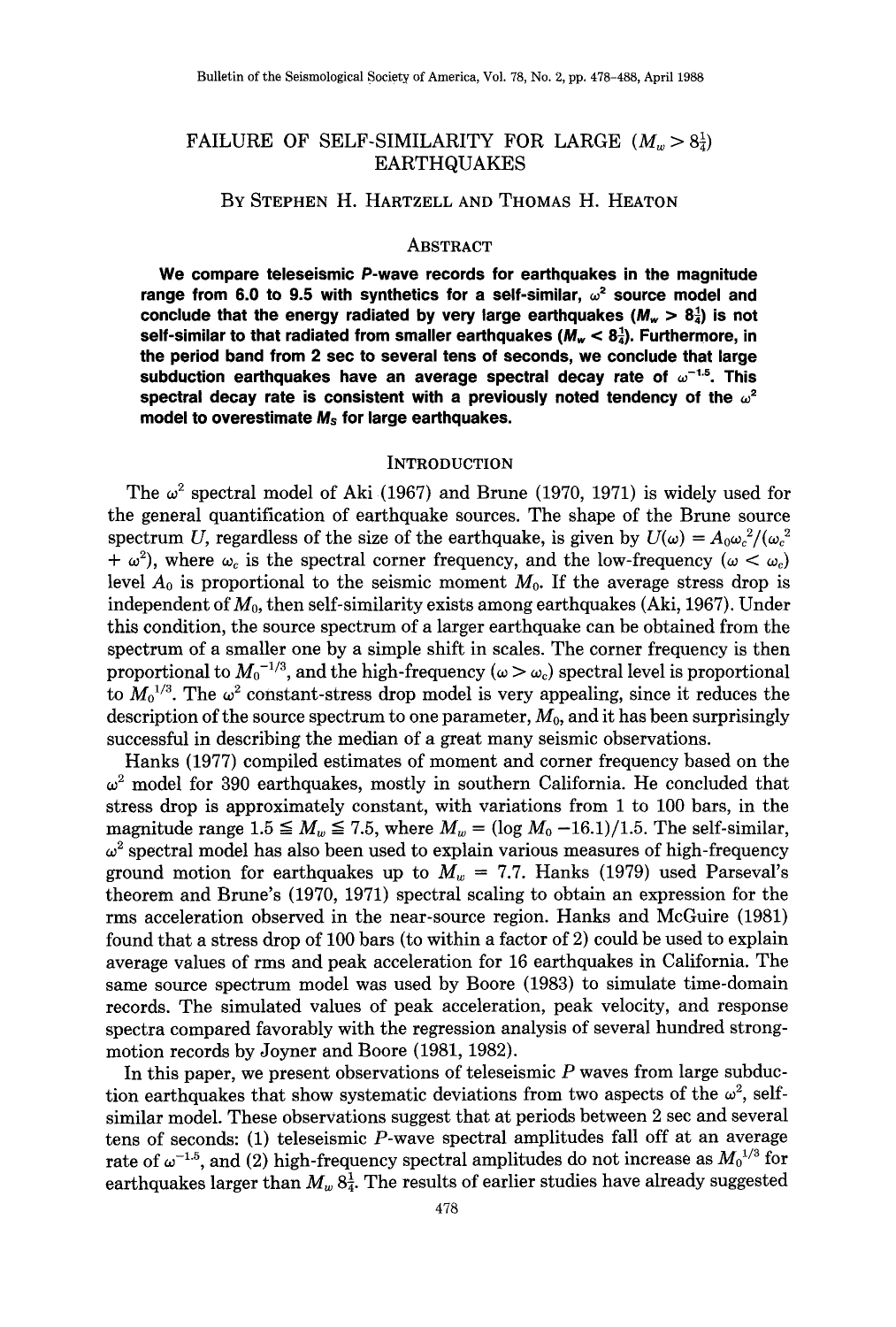# FAILURE OF SELF-SIMILARITY FOR LARGE ($M_w > 8\frac{1}{4}$) EARTHQUAKES

By Stephen H. Hartzell and Thomas H. Heaton

## Abstract

**We compare teleseismic *P*-wave records for earthquakes in the magnitude range from 6.0 to 9.5 with synthetics for a self-similar, $\omega^2$ source model and conclude that the energy radiated by very large earthquakes ($M_w > 8\frac{1}{4}$) is not self-similar to that radiated from smaller earthquakes ($M_w < 8\frac{1}{4}$). Furthermore, in the period band from 2 sec to several tens of seconds, we conclude that large subduction earthquakes have an average spectral decay rate of $\omega^{-1.5}$. This spectral decay rate is consistent with a previously noted tendency of the $\omega^2$ model to overestimate $M_S$ for large earthquakes.**

## Introduction

The $\omega^2$ spectral model of Aki (1967) and Brune (1970, 1971) is widely used for the general quantification of earthquake sources. The shape of the Brune source spectrum $U$, regardless of the size of the earthquake, is given by $U(\omega) = A_0\omega_c^2/(\omega_c^2 + \omega^2)$, where $\omega_c$ is the spectral corner frequency, and the low-frequency ($\omega < \omega_c$) level $A_0$ is proportional to the seismic moment $M_0$. If the average stress drop is independent of $M_0$, then self-similarity exists among earthquakes (Aki, 1967). Under this condition, the source spectrum of a larger earthquake can be obtained from the spectrum of a smaller one by a simple shift in scales. The corner frequency is then proportional to $M_0^{-1/3}$, and the high-frequency ($\omega > \omega_c$) spectral level is proportional to $M_0^{1/3}$. The $\omega^2$ constant-stress drop model is very appealing, since it reduces the description of the source spectrum to one parameter, $M_0$, and it has been surprisingly successful in describing the median of a great many seismic observations.

Hanks (1977) compiled estimates of moment and corner frequency based on the $\omega^2$ model for 390 earthquakes, mostly in southern California. He concluded that stress drop is approximately constant, with variations from 1 to 100 bars, in the magnitude range $1.5 \leqq M_w \leqq 7.5$, where $M_w = (\log M_0 - 16.1)/1.5$. The self-similar, $\omega^2$ spectral model has also been used to explain various measures of high-frequency ground motion for earthquakes up to $M_w = 7.7$. Hanks (1979) used Parseval's theorem and Brune's (1970, 1971) spectral scaling to obtain an expression for the rms acceleration observed in the near-source region. Hanks and McGuire (1981) found that a stress drop of 100 bars (to within a factor of 2) could be used to explain average values of rms and peak acceleration for 16 earthquakes in California. The same source spectrum model was used by Boore (1983) to simulate time-domain records. The simulated values of peak acceleration, peak velocity, and response spectra compared favorably with the regression analysis of several hundred strong-motion records by Joyner and Boore (1981, 1982).

In this paper, we present observations of teleseismic *P* waves from large subduction earthquakes that show systematic deviations from two aspects of the $\omega^2$, self-similar model. These observations suggest that at periods between 2 sec and several tens of seconds: (1) teleseismic *P*-wave spectral amplitudes fall off at an average rate of $\omega^{-1.5}$, and (2) high-frequency spectral amplitudes do not increase as $M_0^{1/3}$ for earthquakes larger than $M_w$ $8\frac{1}{4}$. The results of earlier studies have already suggested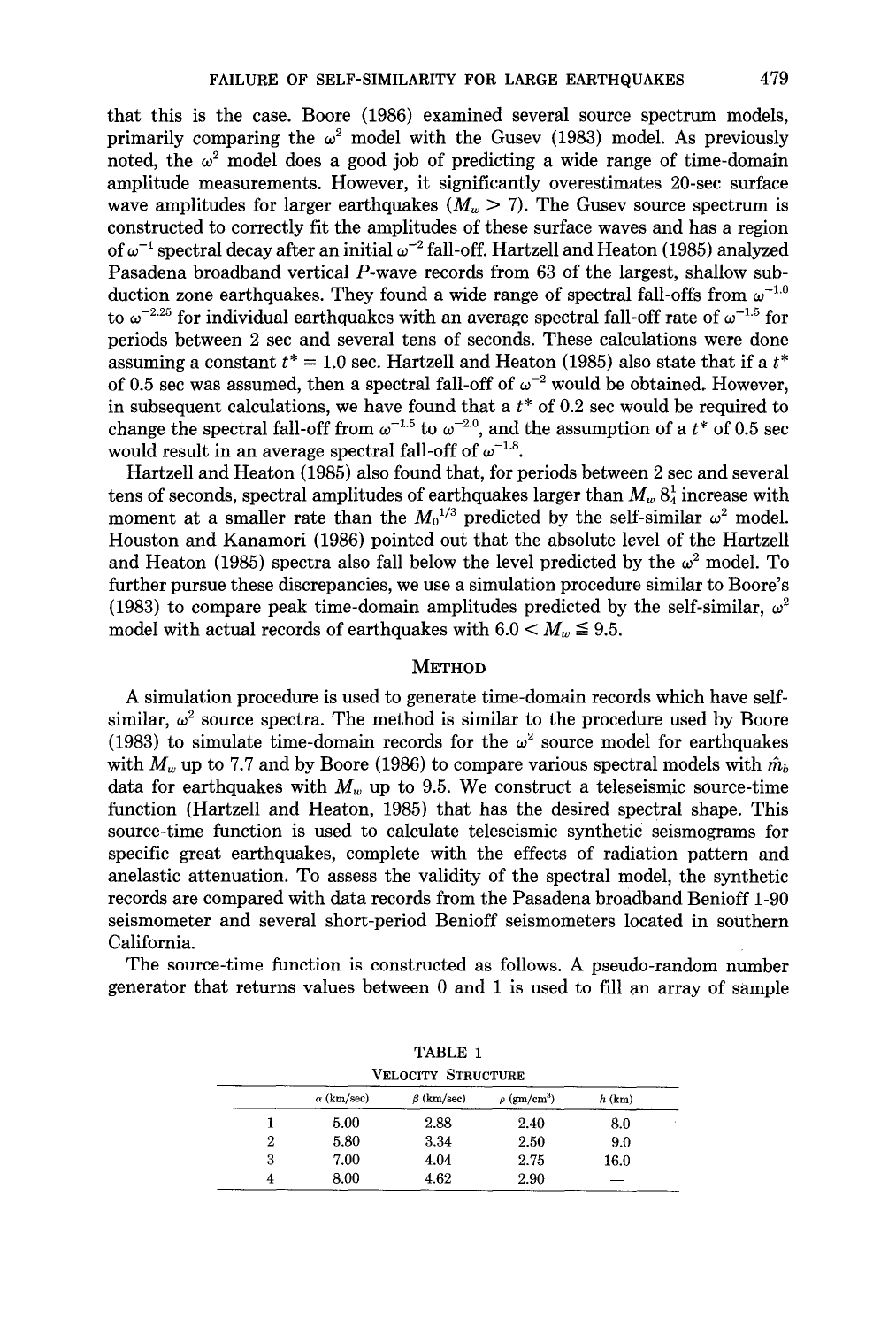that this is the case. Boore (1986) examined several source spectrum models, primarily comparing the $\omega^2$ model with the Gusev (1983) model. As previously noted, the $\omega^2$ model does a good job of predicting a wide range of time-domain amplitude measurements. However, it significantly overestimates 20-sec surface wave amplitudes for larger earthquakes ($M_w > 7$). The Gusev source spectrum is constructed to correctly fit the amplitudes of these surface waves and has a region of $\omega^{-1}$ spectral decay after an initial $\omega^{-2}$ fall-off. Hartzell and Heaton (1985) analyzed Pasadena broadband vertical $P$-wave records from 63 of the largest, shallow subduction zone earthquakes. They found a wide range of spectral fall-offs from $\omega^{-1.0}$ to $\omega^{-2.25}$ for individual earthquakes with an average spectral fall-off rate of $\omega^{-1.5}$ for periods between 2 sec and several tens of seconds. These calculations were done assuming a constant $t^* = 1.0$ sec. Hartzell and Heaton (1985) also state that if a $t^*$ of 0.5 sec was assumed, then a spectral fall-off of $\omega^{-2}$ would be obtained. However, in subsequent calculations, we have found that a $t^*$ of 0.2 sec would be required to change the spectral fall-off from $\omega^{-1.5}$ to $\omega^{-2.0}$, and the assumption of a $t^*$ of 0.5 sec would result in an average spectral fall-off of $\omega^{-1.8}$.

Hartzell and Heaton (1985) also found that, for periods between 2 sec and several tens of seconds, spectral amplitudes of earthquakes larger than $M_w$ $8\frac{1}{4}$ increase with moment at a smaller rate than the $M_0{}^{1/3}$ predicted by the self-similar $\omega^2$ model. Houston and Kanamori (1986) pointed out that the absolute level of the Hartzell and Heaton (1985) spectra also fall below the level predicted by the $\omega^2$ model. To further pursue these discrepancies, we use a simulation procedure similar to Boore's (1983) to compare peak time-domain amplitudes predicted by the self-similar, $\omega^2$ model with actual records of earthquakes with $6.0 < M_w \leqq 9.5$.

## Method

A simulation procedure is used to generate time-domain records which have self-similar, $\omega^2$ source spectra. The method is similar to the procedure used by Boore (1983) to simulate time-domain records for the $\omega^2$ source model for earthquakes with $M_w$ up to 7.7 and by Boore (1986) to compare various spectral models with $\hat{m}_b$ data for earthquakes with $M_w$ up to 9.5. We construct a teleseismic source-time function (Hartzell and Heaton, 1985) that has the desired spectral shape. This source-time function is used to calculate teleseismic synthetic seismograms for specific great earthquakes, complete with the effects of radiation pattern and anelastic attenuation. To assess the validity of the spectral model, the synthetic records are compared with data records from the Pasadena broadband Benioff 1-90 seismometer and several short-period Benioff seismometers located in southern California.

The source-time function is constructed as follows. A pseudo-random number generator that returns values between 0 and 1 is used to fill an array of sample

TABLE 1
VELOCITY STRUCTURE

| | $\alpha$ (km/sec) | $\beta$ (km/sec) | $\rho$ (gm/cm$^3$) | $h$ (km) |
|---|---|---|---|---|
| 1 | 5.00 | 2.88 | 2.40 | 8.0 |
| 2 | 5.80 | 3.34 | 2.50 | 9.0 |
| 3 | 7.00 | 4.04 | 2.75 | 16.0 |
| 4 | 8.00 | 4.62 | 2.90 | — |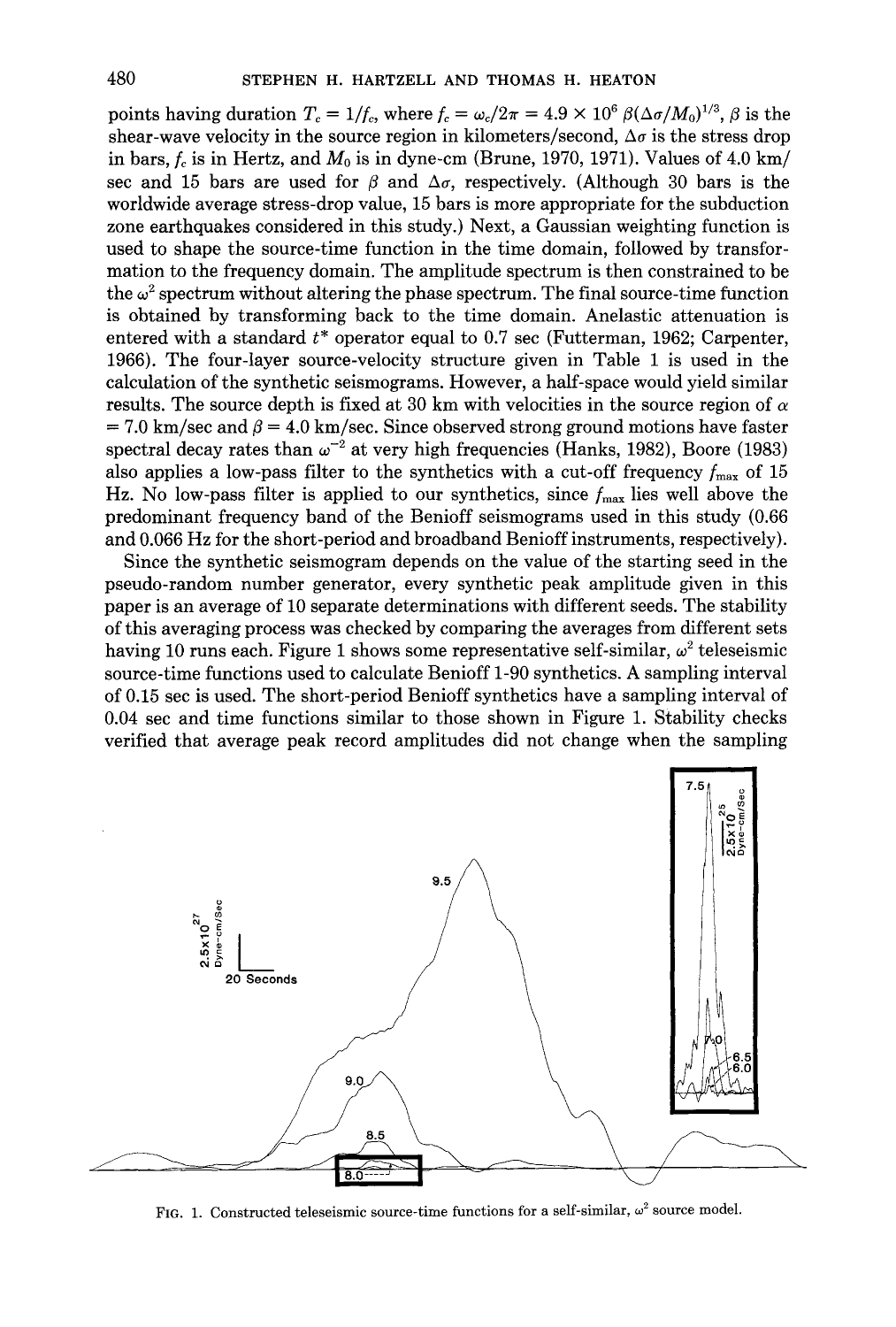points having duration $T_c = 1/f_c$, where $f_c = \omega_c/2\pi = 4.9 \times 10^6\ \beta(\Delta\sigma/M_0)^{1/3}$, $\beta$ is the shear-wave velocity in the source region in kilometers/second, $\Delta\sigma$ is the stress drop in bars, $f_c$ is in Hertz, and $M_0$ is in dyne-cm (Brune, 1970, 1971). Values of 4.0 km/sec and 15 bars are used for $\beta$ and $\Delta\sigma$, respectively. (Although 30 bars is the worldwide average stress-drop value, 15 bars is more appropriate for the subduction zone earthquakes considered in this study.) Next, a Gaussian weighting function is used to shape the source-time function in the time domain, followed by transformation to the frequency domain. The amplitude spectrum is then constrained to be the $\omega^2$ spectrum without altering the phase spectrum. The final source-time function is obtained by transforming back to the time domain. Anelastic attenuation is entered with a standard $t^*$ operator equal to 0.7 sec (Futterman, 1962; Carpenter, 1966). The four-layer source-velocity structure given in Table 1 is used in the calculation of the synthetic seismograms. However, a half-space would yield similar results. The source depth is fixed at 30 km with velocities in the source region of $\alpha = 7.0$ km/sec and $\beta = 4.0$ km/sec. Since observed strong ground motions have faster spectral decay rates than $\omega^{-2}$ at very high frequencies (Hanks, 1982), Boore (1983) also applies a low-pass filter to the synthetics with a cut-off frequency $f_{max}$ of 15 Hz. No low-pass filter is applied to our synthetics, since $f_{max}$ lies well above the predominant frequency band of the Benioff seismograms used in this study (0.66 and 0.066 Hz for the short-period and broadband Benioff instruments, respectively).

Since the synthetic seismogram depends on the value of the starting seed in the pseudo-random number generator, every synthetic peak amplitude given in this paper is an average of 10 separate determinations with different seeds. The stability of this averaging process was checked by comparing the averages from different sets having 10 runs each. Figure 1 shows some representative self-similar, $\omega^2$ teleseismic source-time functions used to calculate Benioff 1-90 synthetics. A sampling interval of 0.15 sec is used. The short-period Benioff synthetics have a sampling interval of 0.04 sec and time functions similar to those shown in Figure 1. Stability checks verified that average peak record amplitudes did not change when the sampling

FIG. 1. Constructed teleseismic source-time functions for a self-similar, $\omega^2$ source model.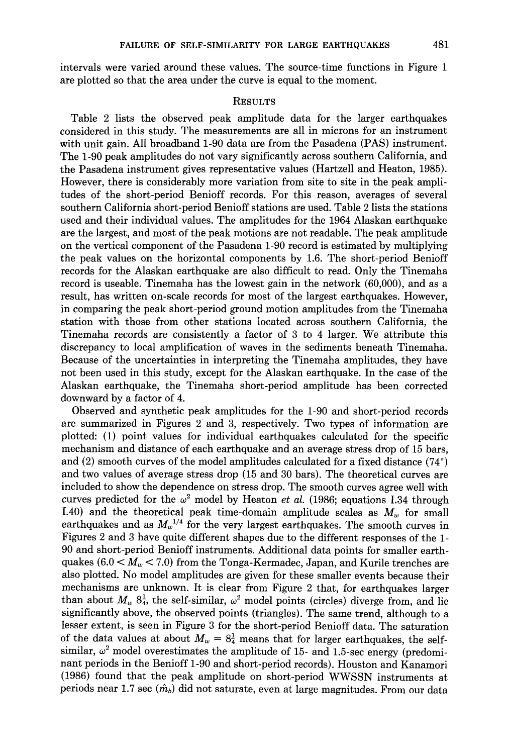intervals were varied around these values. The source-time functions in Figure 1 are plotted so that the area under the curve is equal to the moment.

## Results

Table 2 lists the observed peak amplitude data for the larger earthquakes considered in this study. The measurements are all in microns for an instrument with unit gain. All broadband 1-90 data are from the Pasadena (PAS) instrument. The 1-90 peak amplitudes do not vary significantly across southern California, and the Pasadena instrument gives representative values (Hartzell and Heaton, 1985). However, there is considerably more variation from site to site in the peak amplitudes of the short-period Benioff records. For this reason, averages of several southern California short-period Benioff stations are used. Table 2 lists the stations used and their individual values. The amplitudes for the 1964 Alaskan earthquake are the largest, and most of the peak motions are not readable. The peak amplitude on the vertical component of the Pasadena 1-90 record is estimated by multiplying the peak values on the horizontal components by 1.6. The short-period Benioff records for the Alaskan earthquake are also difficult to read. Only the Tinemaha record is useable. Tinemaha has the lowest gain in the network (60,000), and as a result, has written on-scale records for most of the largest earthquakes. However, in comparing the peak short-period ground motion amplitudes from the Tinemaha station with those from other stations located across southern California, the Tinemaha records are consistently a factor of 3 to 4 larger. We attribute this discrepancy to local amplification of waves in the sediments beneath Tinemaha. Because of the uncertainties in interpreting the Tinemaha amplitudes, they have not been used in this study, except for the Alaskan earthquake. In the case of the Alaskan earthquake, the Tinemaha short-period amplitude has been corrected downward by a factor of 4.

Observed and synthetic peak amplitudes for the 1-90 and short-period records are summarized in Figures 2 and 3, respectively. Two types of information are plotted: (1) point values for individual earthquakes calculated for the specific mechanism and distance of each earthquake and an average stress drop of 15 bars, and (2) smooth curves of the model amplitudes calculated for a fixed distance (74°) and two values of average stress drop (15 and 30 bars). The theoretical curves are included to show the dependence on stress drop. The smooth curves agree well with curves predicted for the $\omega^2$ model by Heaton *et al.* (1986; equations I.34 through I.40) and the theoretical peak time-domain amplitude scales as $M_w$ for small earthquakes and as $M_w^{1/4}$ for the very largest earthquakes. The smooth curves in Figures 2 and 3 have quite different shapes due to the different responses of the 1-90 and short-period Benioff instruments. Additional data points for smaller earthquakes ($6.0 < M_w < 7.0$) from the Tonga-Kermadec, Japan, and Kurile trenches are also plotted. No model amplitudes are given for these smaller events because their mechanisms are unknown. It is clear from Figure 2 that, for earthquakes larger than about $M_w$ $8\frac{1}{4}$, the self-similar, $\omega^2$ model points (circles) diverge from, and lie significantly above, the observed points (triangles). The same trend, although to a lesser extent, is seen in Figure 3 for the short-period Benioff data. The saturation of the data values at about $M_w = 8\frac{1}{4}$ means that for larger earthquakes, the self-similar, $\omega^2$ model overestimates the amplitude of 15- and 1.5-sec energy (predominant periods in the Benioff 1-90 and short-period records). Houston and Kanamori (1986) found that the peak amplitude on short-period WWSSN instruments at periods near 1.7 sec ($\hat{m}_b$) did not saturate, even at large magnitudes. From our data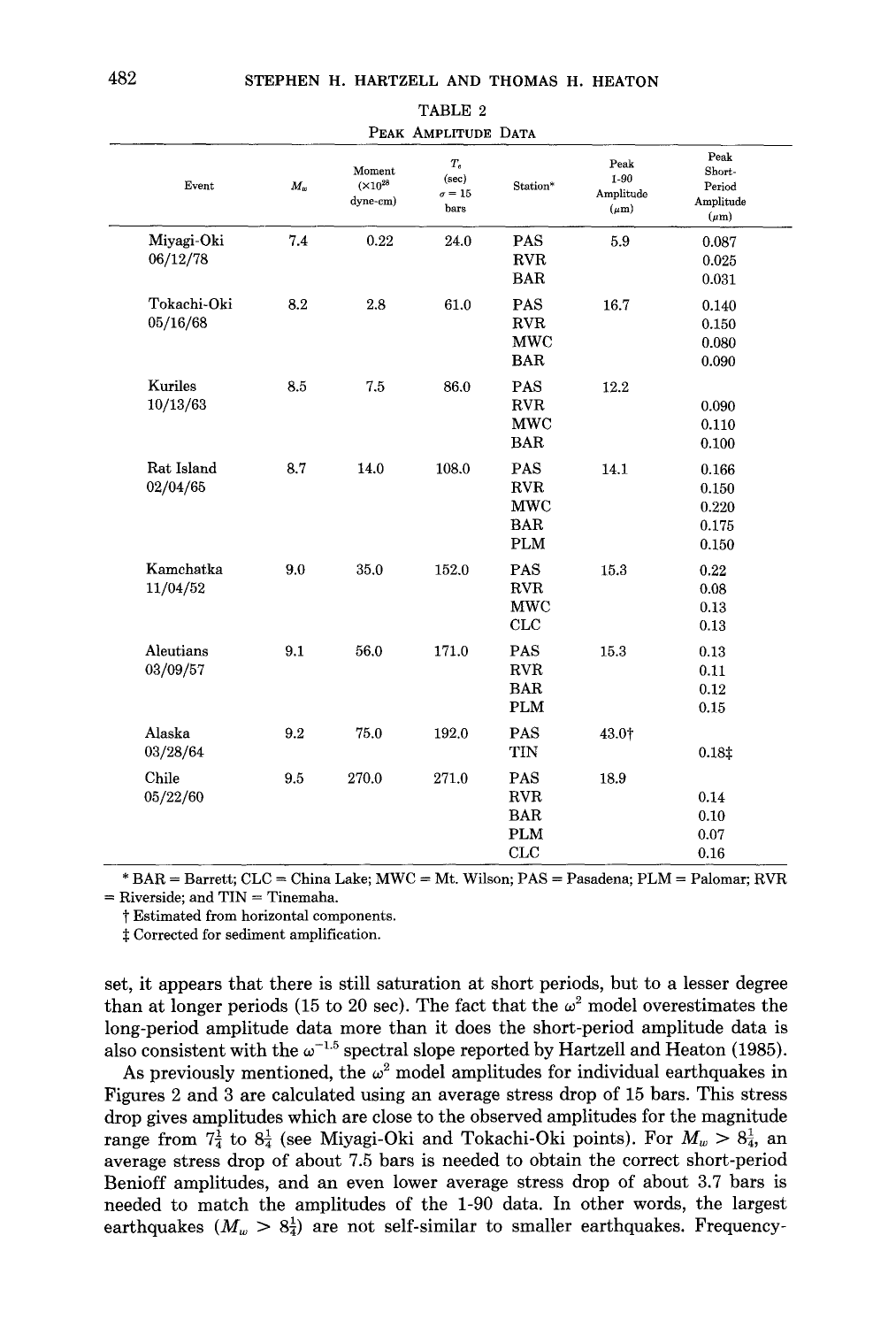TABLE 2

PEAK AMPLITUDE DATA

| Event | $M_w$ | Moment ($\times 10^{28}$ dyne-cm) | $T_e$ (sec) $\sigma = 15$ bars | Station* | Peak 1-90 Amplitude ($\mu$m) | Peak Short-Period Amplitude ($\mu$m) |
|---|---|---|---|---|---|---|
| Miyagi-Oki 06/12/78 | 7.4 | 0.22 | 24.0 | PAS | 5.9 | 0.087 |
| | | | | RVR | | 0.025 |
| | | | | BAR | | 0.031 |
| Tokachi-Oki 05/16/68 | 8.2 | 2.8 | 61.0 | PAS | 16.7 | 0.140 |
| | | | | RVR | | 0.150 |
| | | | | MWC | | 0.080 |
| | | | | BAR | | 0.090 |
| Kuriles 10/13/63 | 8.5 | 7.5 | 86.0 | PAS | 12.2 | |
| | | | | RVR | | 0.090 |
| | | | | MWC | | 0.110 |
| | | | | BAR | | 0.100 |
| Rat Island 02/04/65 | 8.7 | 14.0 | 108.0 | PAS | 14.1 | 0.166 |
| | | | | RVR | | 0.150 |
| | | | | MWC | | 0.220 |
| | | | | BAR | | 0.175 |
| | | | | PLM | | 0.150 |
| Kamchatka 11/04/52 | 9.0 | 35.0 | 152.0 | PAS | 15.3 | 0.22 |
| | | | | RVR | | 0.08 |
| | | | | MWC | | 0.13 |
| | | | | CLC | | 0.13 |
| Aleutians 03/09/57 | 9.1 | 56.0 | 171.0 | PAS | 15.3 | 0.13 |
| | | | | RVR | | 0.11 |
| | | | | BAR | | 0.12 |
| | | | | PLM | | 0.15 |
| Alaska 03/28/64 | 9.2 | 75.0 | 192.0 | PAS | 43.0† | |
| | | | | TIN | | 0.18‡ |
| Chile 05/22/60 | 9.5 | 270.0 | 271.0 | PAS | 18.9 | |
| | | | | RVR | | 0.14 |
| | | | | BAR | | 0.10 |
| | | | | PLM | | 0.07 |
| | | | | CLC | | 0.16 |

\* BAR = Barrett; CLC = China Lake; MWC = Mt. Wilson; PAS = Pasadena; PLM = Palomar; RVR = Riverside; and TIN = Tinemaha.

† Estimated from horizontal components.

‡ Corrected for sediment amplification.

set, it appears that there is still saturation at short periods, but to a lesser degree than at longer periods (15 to 20 sec). The fact that the $\omega^2$ model overestimates the long-period amplitude data more than it does the short-period amplitude data is also consistent with the $\omega^{-1.5}$ spectral slope reported by Hartzell and Heaton (1985).

As previously mentioned, the $\omega^2$ model amplitudes for individual earthquakes in Figures 2 and 3 are calculated using an average stress drop of 15 bars. This stress drop gives amplitudes which are close to the observed amplitudes for the magnitude range from $7\frac{1}{4}$ to $8\frac{1}{4}$ (see Miyagi-Oki and Tokachi-Oki points). For $M_w > 8\frac{1}{4}$, an average stress drop of about 7.5 bars is needed to obtain the correct short-period Benioff amplitudes, and an even lower average stress drop of about 3.7 bars is needed to match the amplitudes of the 1-90 data. In other words, the largest earthquakes ($M_w > 8\frac{1}{4}$) are not self-similar to smaller earthquakes. Frequency-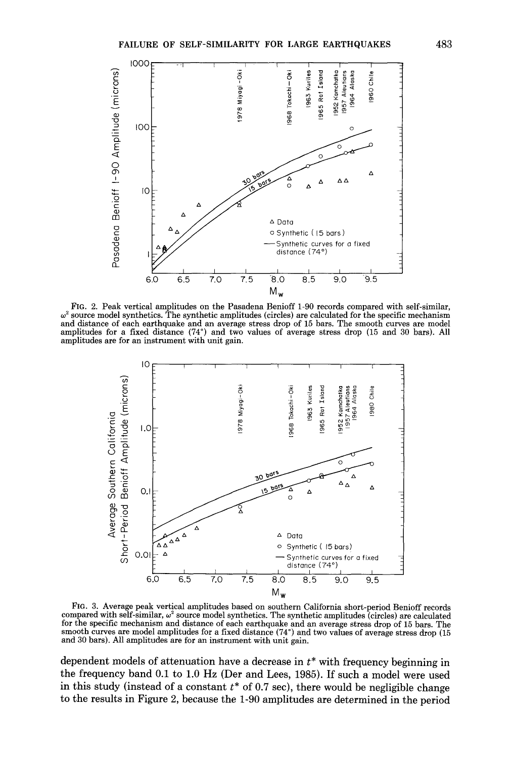FIG. 2. Peak vertical amplitudes on the Pasadena Benioff 1-90 records compared with self-similar, $\omega^2$ source model synthetics. The synthetic amplitudes (circles) are calculated for the specific mechanism and distance of each earthquake and an average stress drop of 15 bars. The smooth curves are model amplitudes for a fixed distance (74°) and two values of average stress drop (15 and 30 bars). All amplitudes are for an instrument with unit gain.

FIG. 3. Average peak vertical amplitudes based on southern California short-period Benioff records compared with self-similar, $\omega^2$ source model synthetics. The synthetic amplitudes (circles) are calculated for the specific mechanism and distance of each earthquake and an average stress drop of 15 bars. The smooth curves are model amplitudes for a fixed distance (74°) and two values of average stress drop (15 and 30 bars). All amplitudes are for an instrument with unit gain.

dependent models of attenuation have a decrease in $t^*$ with frequency beginning in the frequency band 0.1 to 1.0 Hz (Der and Lees, 1985). If such a model were used in this study (instead of a constant $t^*$ of 0.7 sec), there would be negligible change to the results in Figure 2, because the 1-90 amplitudes are determined in the period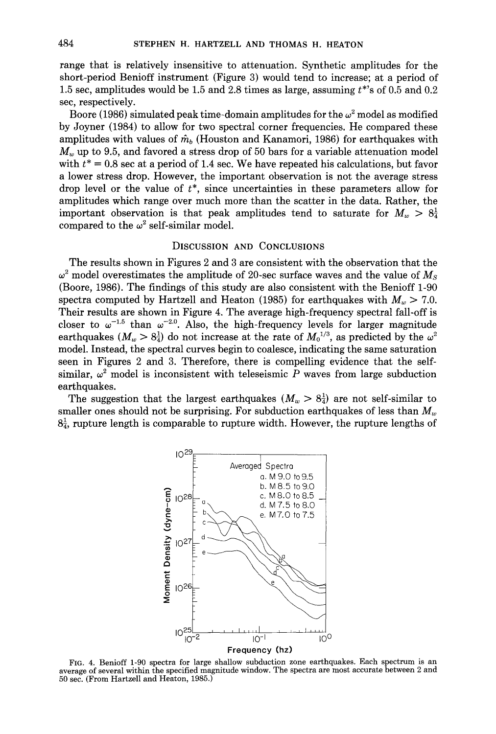range that is relatively insensitive to attenuation. Synthetic amplitudes for the short-period Benioff instrument (Figure 3) would tend to increase; at a period of 1.5 sec, amplitudes would be 1.5 and 2.8 times as large, assuming $t^*$'s of 0.5 and 0.2 sec, respectively.

Boore (1986) simulated peak time-domain amplitudes for the $\omega^2$ model as modified by Joyner (1984) to allow for two spectral corner frequencies. He compared these amplitudes with values of $\hat{m}_b$ (Houston and Kanamori, 1986) for earthquakes with $M_w$ up to 9.5, and favored a stress drop of 50 bars for a variable attenuation model with $t^* = 0.8$ sec at a period of 1.4 sec. We have repeated his calculations, but favor a lower stress drop. However, the important observation is not the average stress drop level or the value of $t^*$, since uncertainties in these parameters allow for amplitudes which range over much more than the scatter in the data. Rather, the important observation is that peak amplitudes tend to saturate for $M_w > 8\frac{1}{4}$ compared to the $\omega^2$ self-similar model.

## Discussion and Conclusions

The results shown in Figures 2 and 3 are consistent with the observation that the $\omega^2$ model overestimates the amplitude of 20-sec surface waves and the value of $M_S$ (Boore, 1986). The findings of this study are also consistent with the Benioff 1-90 spectra computed by Hartzell and Heaton (1985) for earthquakes with $M_w > 7.0$. Their results are shown in Figure 4. The average high-frequency spectral fall-off is closer to $\omega^{-1.5}$ than $\omega^{-2.0}$. Also, the high-frequency levels for larger magnitude earthquakes ($M_w > 8\frac{1}{4}$) do not increase at the rate of $M_0^{1/3}$, as predicted by the $\omega^2$ model. Instead, the spectral curves begin to coalesce, indicating the same saturation seen in Figures 2 and 3. Therefore, there is compelling evidence that the self-similar, $\omega^2$ model is inconsistent with teleseismic $P$ waves from large subduction earthquakes.

The suggestion that the largest earthquakes ($M_w > 8\frac{1}{4}$) are not self-similar to smaller ones should not be surprising. For subduction earthquakes of less than $M_w$ $8\frac{1}{4}$, rupture length is comparable to rupture width. However, the rupture lengths of

FIG. 4. Benioff 1-90 spectra for large shallow subduction zone earthquakes. Each spectrum is an average of several within the specified magnitude window. The spectra are most accurate between 2 and 50 sec. (From Hartzell and Heaton, 1985.)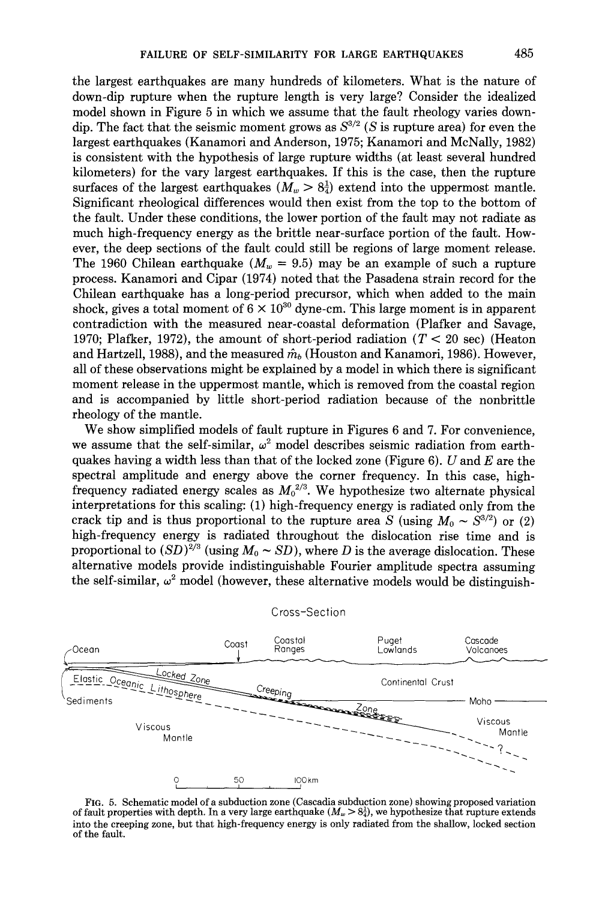the largest earthquakes are many hundreds of kilometers. What is the nature of down-dip rupture when the rupture length is very large? Consider the idealized model shown in Figure 5 in which we assume that the fault rheology varies down-dip. The fact that the seismic moment grows as $S^{3/2}$ ($S$ is rupture area) for even the largest earthquakes (Kanamori and Anderson, 1975; Kanamori and McNally, 1982) is consistent with the hypothesis of large rupture widths (at least several hundred kilometers) for the vary largest earthquakes. If this is the case, then the rupture surfaces of the largest earthquakes ($M_w > 8\frac{1}{4}$) extend into the uppermost mantle. Significant rheological differences would then exist from the top to the bottom of the fault. Under these conditions, the lower portion of the fault may not radiate as much high-frequency energy as the brittle near-surface portion of the fault. However, the deep sections of the fault could still be regions of large moment release. The 1960 Chilean earthquake ($M_w = 9.5$) may be an example of such a rupture process. Kanamori and Cipar (1974) noted that the Pasadena strain record for the Chilean earthquake has a long-period precursor, which when added to the main shock, gives a total moment of $6 \times 10^{30}$ dyne-cm. This large moment is in apparent contradiction with the measured near-coastal deformation (Plafker and Savage, 1970; Plafker, 1972), the amount of short-period radiation ($T < 20$ sec) (Heaton and Hartzell, 1988), and the measured $\hat{m}_b$ (Houston and Kanamori, 1986). However, all of these observations might be explained by a model in which there is significant moment release in the uppermost mantle, which is removed from the coastal region and is accompanied by little short-period radiation because of the nonbrittle rheology of the mantle.

We show simplified models of fault rupture in Figures 6 and 7. For convenience, we assume that the self-similar, $\omega^2$ model describes seismic radiation from earthquakes having a width less than that of the locked zone (Figure 6). $U$ and $E$ are the spectral amplitude and energy above the corner frequency. In this case, high-frequency radiated energy scales as $M_0^{2/3}$. We hypothesize two alternate physical interpretations for this scaling: (1) high-frequency energy is radiated only from the crack tip and is thus proportional to the rupture area $S$ (using $M_0 \sim S^{3/2}$) or (2) high-frequency energy is radiated throughout the dislocation rise time and is proportional to $(SD)^{2/3}$ (using $M_0 \sim SD$), where $D$ is the average dislocation. These alternative models provide indistinguishable Fourier amplitude spectra assuming the self-similar, $\omega^2$ model (however, these alternative models would be distinguish-

Cross-Section

Ocean — Coast — Coastal Ranges — Puget Lowlands — Cascade Volcanoes

Elastic Oceanic Lithosphere — Locked Zone — Creeping Zone — Continental Crust — Moho — Sediments — Viscous Mantle — Viscous Mantle — ?

0 — 50 — 100 km

FIG. 5. Schematic model of a subduction zone (Cascadia subduction zone) showing proposed variation of fault properties with depth. In a very large earthquake ($M_w > 8\frac{1}{4}$), we hypothesize that rupture extends into the creeping zone, but that high-frequency energy is only radiated from the shallow, locked section of the fault.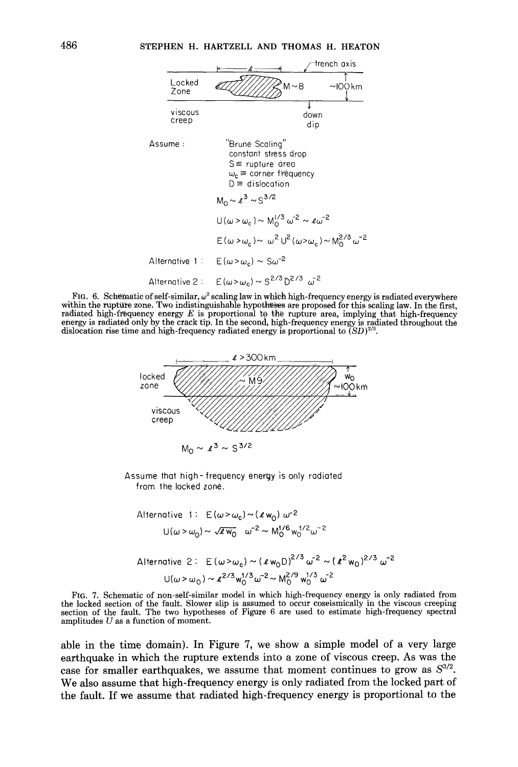Locked Zone — $\ell$ — trench axis — $M \sim 8$ — $\sim 100$ km

viscous creep — down dip

Assume: "Brune Scaling"
constant stress drop
$S \equiv$ rupture area
$\omega_c \equiv$ corner frequency
$D \equiv$ dislocation

$$M_0 \sim \ell^3 \sim S^{3/2}$$

$$U(\omega > \omega_c) \sim M_0^{1/3}\,\omega^{-2} \sim \ell\omega^{-2}$$

$$E(\omega > \omega_c) \sim \omega^2 U^2(\omega > \omega_c) \sim M_0^{2/3}\,\omega^{-2}$$

Alternative 1: $E(\omega > \omega_c) \sim S\omega^{-2}$

Alternative 2: $E(\omega > \omega_c) \sim S^{2/3} D^{2/3}\,\omega^{-2}$

FIG. 6. Schematic of self-similar, $\omega^2$ scaling law in which high-frequency energy is radiated everywhere within the rupture zone. Two indistinguishable hypotheses are proposed for this scaling law. In the first, radiated high-frequency energy $E$ is proportional to the rupture area, implying that high-frequency energy is radiated only by the crack tip. In the second, high-frequency energy is radiated throughout the dislocation rise time and high-frequency radiated energy is proportional to $(SD)^{2/3}$.

$\ell > 300$ km

locked zone — $\sim M9$ — $w_0$ $\sim 100$ km

viscous creep

$$M_0 \sim \ell^3 \sim S^{3/2}$$

Assume that high-frequency energy is only radiated from the locked zone.

Alternative 1: $E(\omega > \omega_c) \sim (\ell w_0)\,\omega^{-2}$

$$U(\omega > \omega_0) \sim \sqrt{\ell w_0}\;\omega^{-2} \sim M_0^{1/6} w_0^{1/2} \omega^{-2}$$

Alternative 2: $E(\omega > \omega_c) \sim (\ell w_0 D)^{2/3}\,\omega^{-2} \sim (\ell^2 w_0)^{2/3}\,\omega^{-2}$

$$U(\omega > \omega_0) \sim \ell^{2/3} w_0^{1/3} \omega^{-2} \sim M_0^{2/9} w_0^{1/3}\,\omega^{-2}$$

FIG. 7. Schematic of non-self-similar model in which high-frequency energy is only radiated from the locked section of the fault. Slower slip is assumed to occur coseismically in the viscous creeping section of the fault. The two hypotheses of Figure 6 are used to estimate high-frequency spectral amplitudes $U$ as a function of moment.

able in the time domain). In Figure 7, we show a simple model of a very large earthquake in which the rupture extends into a zone of viscous creep. As was the case for smaller earthquakes, we assume that moment continues to grow as $S^{3/2}$. We also assume that high-frequency energy is only radiated from the locked part of the fault. If we assume that radiated high-frequency energy is proportional to the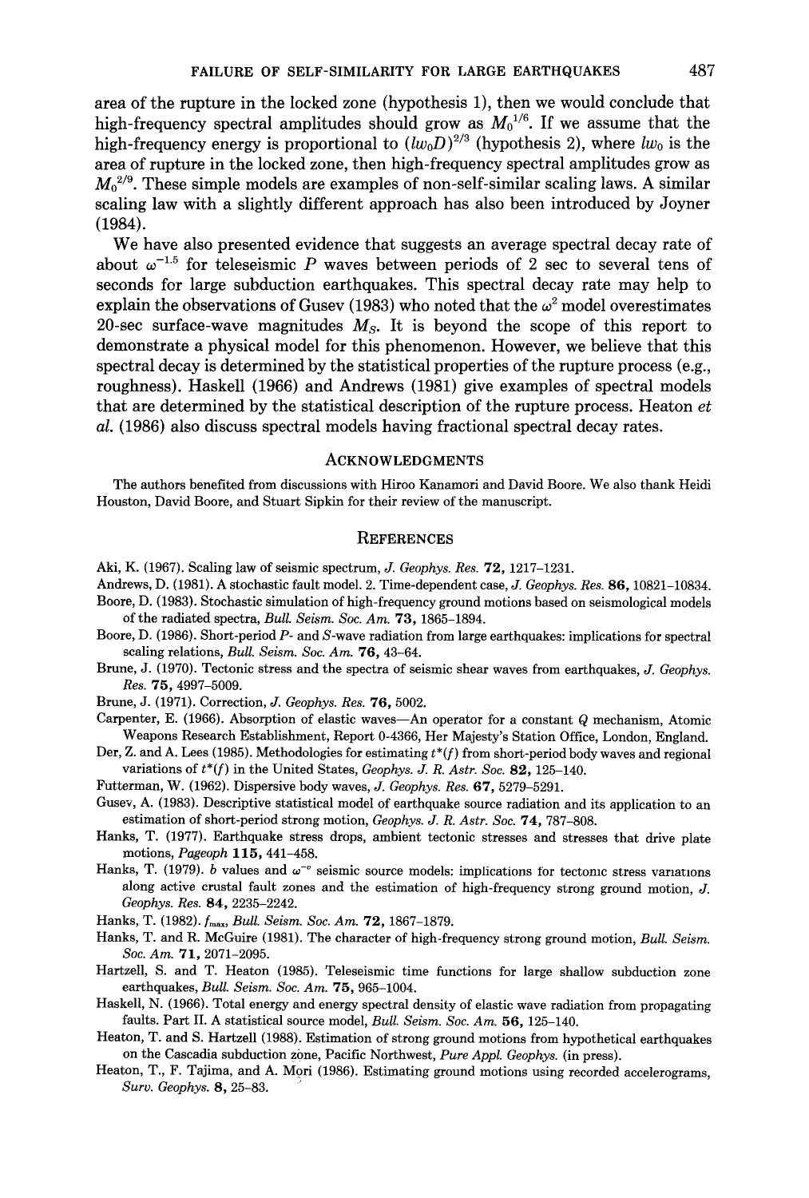area of the rupture in the locked zone (hypothesis 1), then we would conclude that high-frequency spectral amplitudes should grow as $M_0^{1/6}$. If we assume that the high-frequency energy is proportional to $(lw_0D)^{2/3}$ (hypothesis 2), where $lw_0$ is the area of rupture in the locked zone, then high-frequency spectral amplitudes grow as $M_0^{2/9}$. These simple models are examples of non-self-similar scaling laws. A similar scaling law with a slightly different approach has also been introduced by Joyner (1984).

We have also presented evidence that suggests an average spectral decay rate of about $\omega^{-1.5}$ for teleseismic $P$ waves between periods of 2 sec to several tens of seconds for large subduction earthquakes. This spectral decay rate may help to explain the observations of Gusev (1983) who noted that the $\omega^2$ model overestimates 20-sec surface-wave magnitudes $M_S$. It is beyond the scope of this report to demonstrate a physical model for this phenomenon. However, we believe that this spectral decay is determined by the statistical properties of the rupture process (e.g., roughness). Haskell (1966) and Andrews (1981) give examples of spectral models that are determined by the statistical description of the rupture process. Heaton *et al.* (1986) also discuss spectral models having fractional spectral decay rates.

## Acknowledgments

The authors benefited from discussions with Hiroo Kanamori and David Boore. We also thank Heidi Houston, David Boore, and Stuart Sipkin for their review of the manuscript.

## References

Aki, K. (1967). Scaling law of seismic spectrum, *J. Geophys. Res.* **72**, 1217–1231.

Andrews, D. (1981). A stochastic fault model. 2. Time-dependent case, *J. Geophys. Res.* **86**, 10821–10834.

Boore, D. (1983). Stochastic simulation of high-frequency ground motions based on seismological models of the radiated spectra, *Bull. Seism. Soc. Am.* **73**, 1865–1894.

Boore, D. (1986). Short-period *P*- and *S*-wave radiation from large earthquakes: implications for spectral scaling relations, *Bull. Seism. Soc. Am.* **76**, 43–64.

Brune, J. (1970). Tectonic stress and the spectra of seismic shear waves from earthquakes, *J. Geophys. Res.* **75**, 4997–5009.

Brune, J. (1971). Correction, *J. Geophys. Res.* **76**, 5002.

Carpenter, E. (1966). Absorption of elastic waves—An operator for a constant *Q* mechanism, Atomic Weapons Research Establishment, Report 0-4366, Her Majesty's Station Office, London, England.

Der, Z. and A. Lees (1985). Methodologies for estimating $t^*(f)$ from short-period body waves and regional variations of $t^*(f)$ in the United States, *Geophys. J. R. Astr. Soc.* **82**, 125–140.

Futterman, W. (1962). Dispersive body waves, *J. Geophys. Res.* **67**, 5279–5291.

Gusev, A. (1983). Descriptive statistical model of earthquake source radiation and its application to an estimation of short-period strong motion, *Geophys. J. R. Astr. Soc.* **74**, 787–808.

Hanks, T. (1977). Earthquake stress drops, ambient tectonic stresses and stresses that drive plate motions, *Pageoph* **115**, 441–458.

Hanks, T. (1979). *b* values and $\omega^{-\gamma}$ seismic source models: implications for tectonic stress variations along active crustal fault zones and the estimation of high-frequency strong ground motion, *J. Geophys. Res.* **84**, 2235–2242.

Hanks, T. (1982). $f_{max}$, *Bull. Seism. Soc. Am.* **72**, 1867–1879.

Hanks, T. and R. McGuire (1981). The character of high-frequency strong ground motion, *Bull. Seism. Soc. Am.* **71**, 2071–2095.

Hartzell, S. and T. Heaton (1985). Teleseismic time functions for large shallow subduction zone earthquakes, *Bull. Seism. Soc. Am.* **75**, 965–1004.

Haskell, N. (1966). Total energy and energy spectral density of elastic wave radiation from propagating faults. Part II. A statistical source model, *Bull. Seism. Soc. Am.* **56**, 125–140.

Heaton, T. and S. Hartzell (1988). Estimation of strong ground motions from hypothetical earthquakes on the Cascadia subduction zone, Pacific Northwest, *Pure Appl. Geophys.* (in press).

Heaton, T., F. Tajima, and A. Mori (1986). Estimating ground motions using recorded accelerograms, *Surv. Geophys.* **8**, 25–83.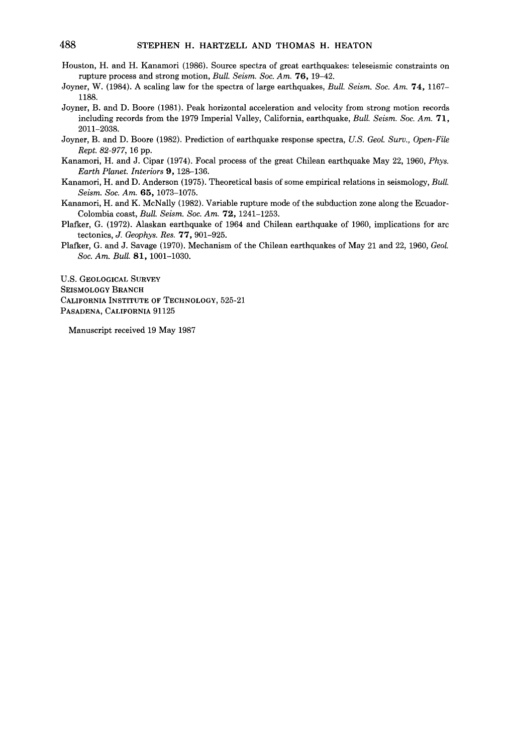Houston, H. and H. Kanamori (1986). Source spectra of great earthquakes: teleseismic constraints on rupture process and strong motion, *Bull. Seism. Soc. Am.* **76,** 19–42.

Joyner, W. (1984). A scaling law for the spectra of large earthquakes, *Bull. Seism. Soc. Am.* **74,** 1167–1188.

Joyner, B. and D. Boore (1981). Peak horizontal acceleration and velocity from strong motion records including records from the 1979 Imperial Valley, California, earthquake, *Bull. Seism. Soc. Am.* **71,** 2011–2038.

Joyner, B. and D. Boore (1982). Prediction of earthquake response spectra, *U.S. Geol. Surv., Open-File Rept. 82-977*, 16 pp.

Kanamori, H. and J. Cipar (1974). Focal process of the great Chilean earthquake May 22, 1960, *Phys. Earth Planet. Interiors* **9,** 128–136.

Kanamori, H. and D. Anderson (1975). Theoretical basis of some empirical relations in seismology, *Bull. Seism. Soc. Am.* **65,** 1073–1075.

Kanamori, H. and K. McNally (1982). Variable rupture mode of the subduction zone along the Ecuador-Colombia coast, *Bull. Seism. Soc. Am.* **72,** 1241–1253.

Plafker, G. (1972). Alaskan earthquake of 1964 and Chilean earthquake of 1960, implications for arc tectonics, *J. Geophys. Res.* **77,** 901–925.

Plafker, G. and J. Savage (1970). Mechanism of the Chilean earthquakes of May 21 and 22, 1960, *Geol. Soc. Am. Bull.* **81,** 1001–1030.

U.S. Geological Survey
Seismology Branch
California Institute of Technology, 525-21
Pasadena, California 91125

Manuscript received 19 May 1987